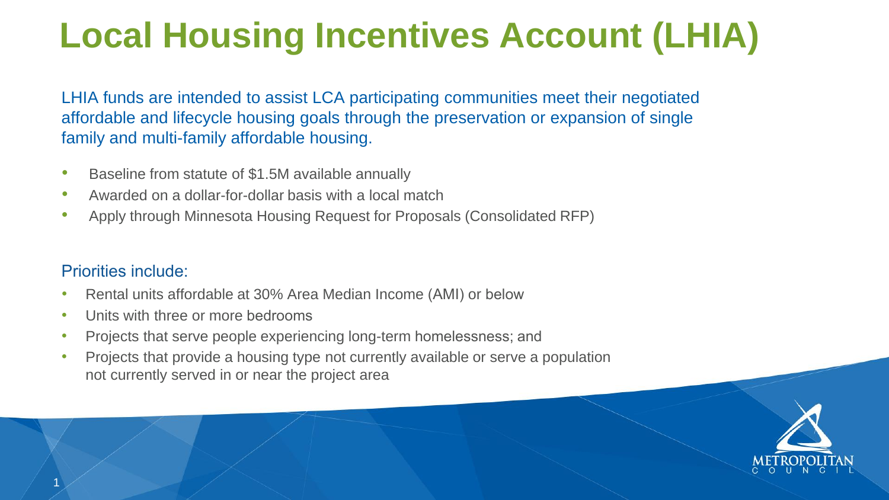# Local Housing Incentives Account (LHIA)

LHIA funds are intended to assist LCA participating communities meet their negotiated affordable and lifecycle housing goals through the preservation or expansion of single family and multi-family affordable housing.

- Baseline from statute of $1.5M available annually
- Awarded on a dollar-for-dollar basis with a local match
- Apply through Minnesota Housing Request for Proposals (Consolidated RFP)

Priorities include:

- Rental units affordable at 30% Area Median Income (AMI) or below
- Units with three or more bedrooms
- Projects that serve people experiencing long-term homelessness; and
- Projects that provide a housing type not currently available or serve a population not currently served in or near the project area

METROPOLITAN COUNCIL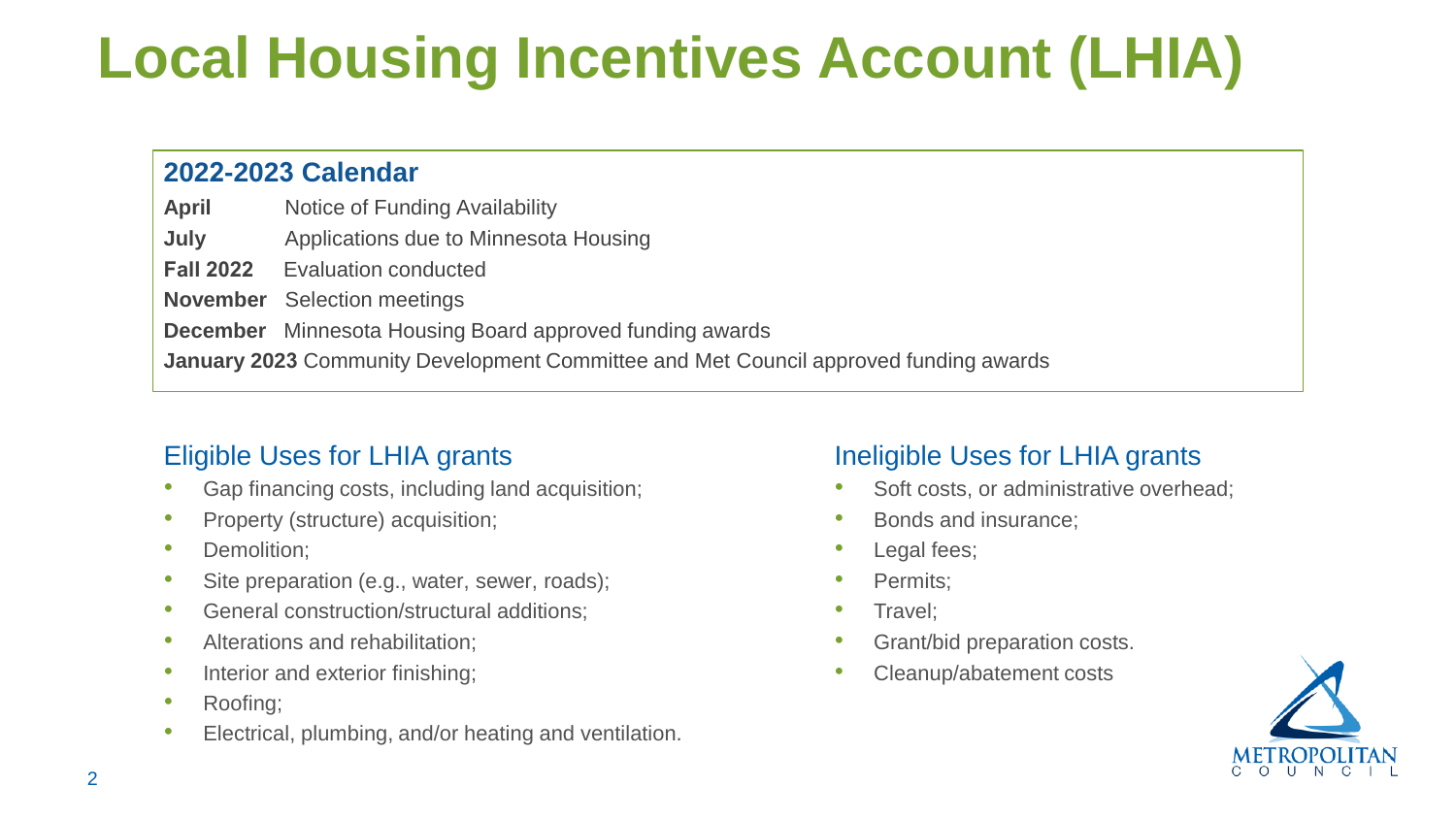# Local Housing Incentives Account (LHIA)

## 2022-2023 Calendar

**April** Notice of Funding Availability

**July** Applications due to Minnesota Housing

**Fall 2022** Evaluation conducted

**November** Selection meetings

**December** Minnesota Housing Board approved funding awards

**January 2023** Community Development Committee and Met Council approved funding awards

### Eligible Uses for LHIA grants

- Gap financing costs, including land acquisition;
- Property (structure) acquisition;
- Demolition;
- Site preparation (e.g., water, sewer, roads);
- General construction/structural additions;
- Alterations and rehabilitation;
- Interior and exterior finishing;
- Roofing;
- Electrical, plumbing, and/or heating and ventilation.

### Ineligible Uses for LHIA grants

- Soft costs, or administrative overhead;
- Bonds and insurance;
- Legal fees;
- Permits;
- Travel;
- Grant/bid preparation costs.
- Cleanup/abatement costs

METROPOLITAN COUNCIL